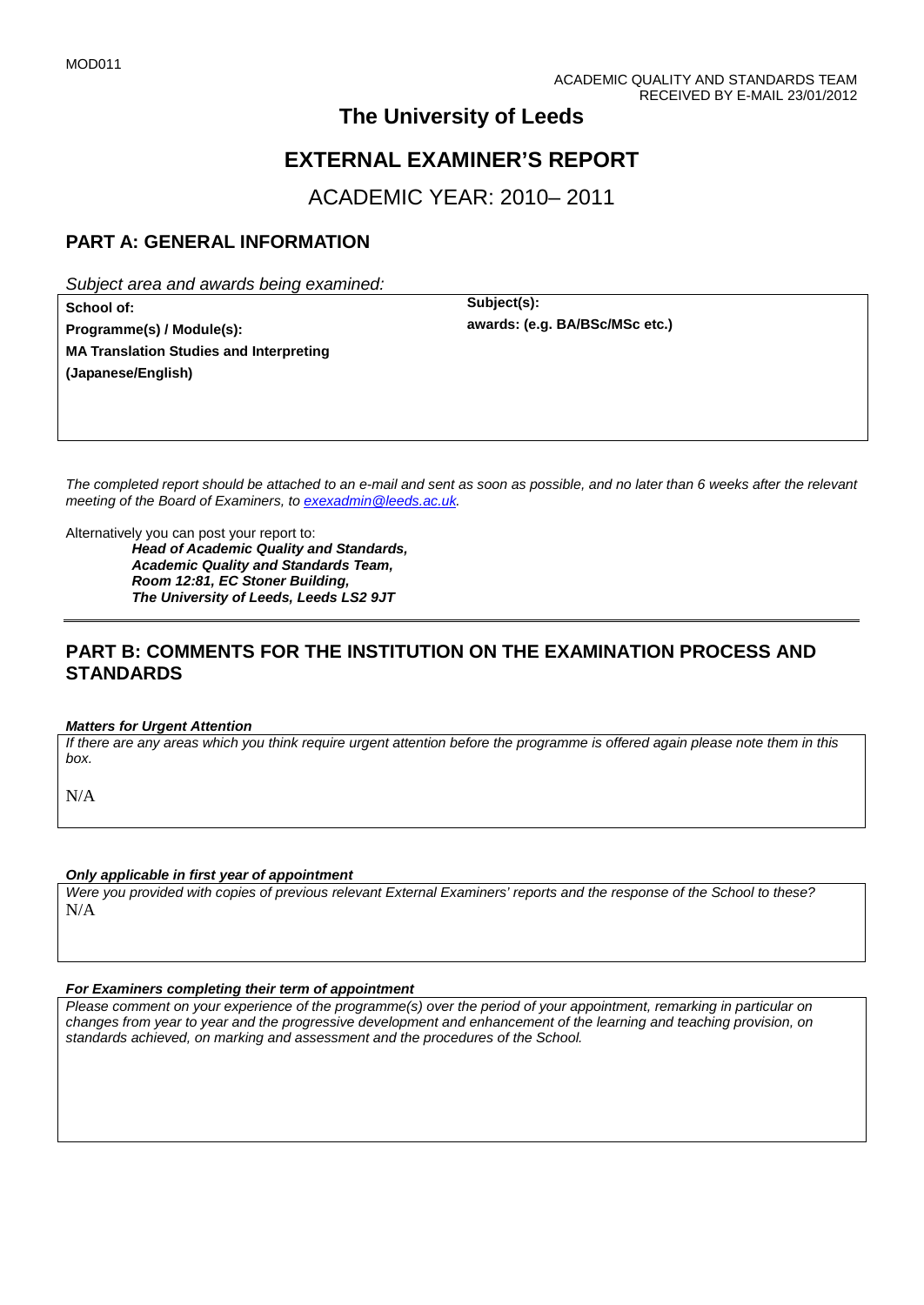MOD011

ACADEMIC QUALITY AND STANDARDS TEAM
RECEIVED BY E-MAIL 23/01/2012

# The University of Leeds

# EXTERNAL EXAMINER'S REPORT

## ACADEMIC YEAR: 2010– 2011

## PART A: GENERAL INFORMATION

*Subject area and awards being examined:*

| | |
|---|---|
| **School of:** | **Subject(s):** |
| **Programme(s) / Module(s):** | **awards: (e.g. BA/BSc/MSc etc.)** |
| **MA Translation Studies and Interpreting (Japanese/English)** | |

*The completed report should be attached to an e-mail and sent as soon as possible, and no later than 6 weeks after the relevant meeting of the Board of Examiners, to exexadmin@leeds.ac.uk.*

Alternatively you can post your report to:

***Head of Academic Quality and Standards,***
***Academic Quality and Standards Team,***
***Room 12:81, EC Stoner Building,***
***The University of Leeds, Leeds LS2 9JT***

## PART B: COMMENTS FOR THE INSTITUTION ON THE EXAMINATION PROCESS AND STANDARDS

***Matters for Urgent Attention***

*If there are any areas which you think require urgent attention before the programme is offered again please note them in this box.*

N/A

***Only applicable in first year of appointment***

*Were you provided with copies of previous relevant External Examiners' reports and the response of the School to these?*

N/A

***For Examiners completing their term of appointment***

*Please comment on your experience of the programme(s) over the period of your appointment, remarking in particular on changes from year to year and the progressive development and enhancement of the learning and teaching provision, on standards achieved, on marking and assessment and the procedures of the School.*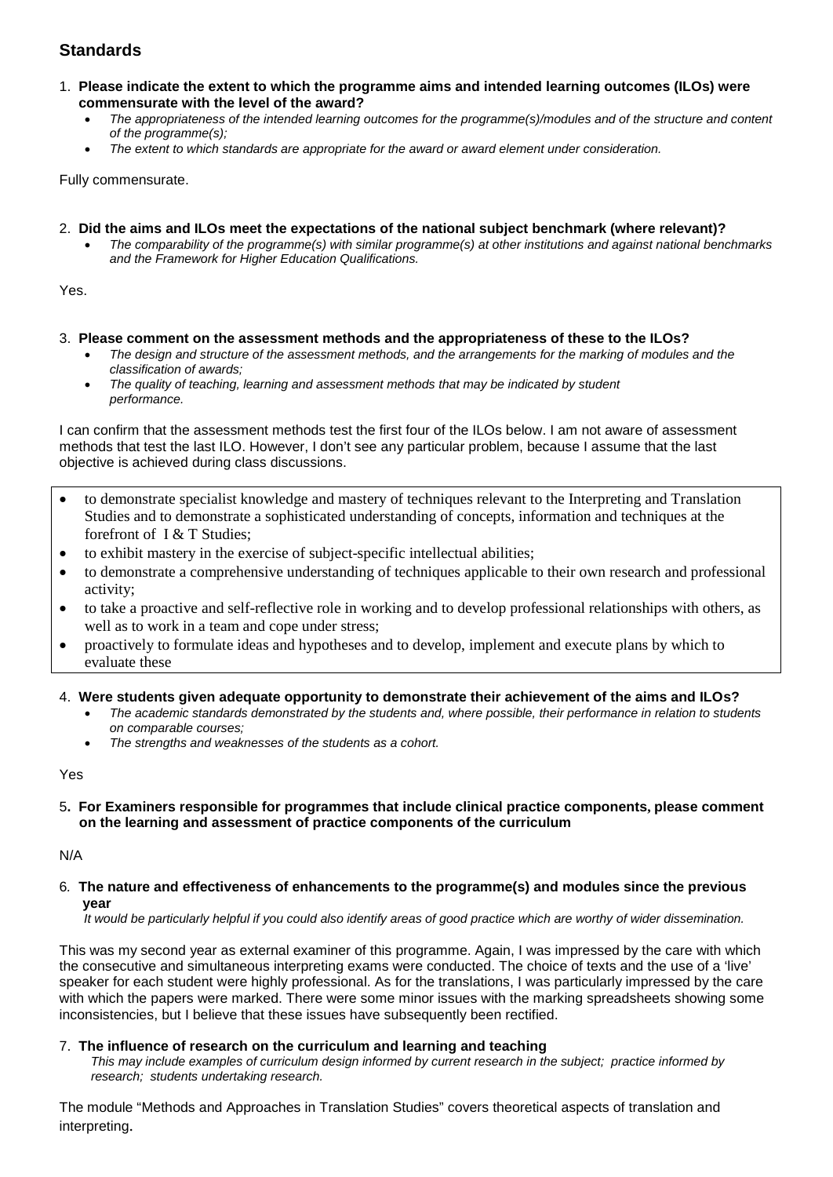## Standards

1. **Please indicate the extent to which the programme aims and intended learning outcomes (ILOs) were commensurate with the level of the award?**
   - *The appropriateness of the intended learning outcomes for the programme(s)/modules and of the structure and content of the programme(s);*
   - *The extent to which standards are appropriate for the award or award element under consideration.*

Fully commensurate.

2. **Did the aims and ILOs meet the expectations of the national subject benchmark (where relevant)?**
   - *The comparability of the programme(s) with similar programme(s) at other institutions and against national benchmarks and the Framework for Higher Education Qualifications.*

Yes.

3. **Please comment on the assessment methods and the appropriateness of these to the ILOs?**
   - *The design and structure of the assessment methods, and the arrangements for the marking of modules and the classification of awards;*
   - *The quality of teaching, learning and assessment methods that may be indicated by student performance.*

I can confirm that the assessment methods test the first four of the ILOs below. I am not aware of assessment methods that test the last ILO. However, I don't see any particular problem, because I assume that the last objective is achieved during class discussions.

- to demonstrate specialist knowledge and mastery of techniques relevant to the Interpreting and Translation Studies and to demonstrate a sophisticated understanding of concepts, information and techniques at the forefront of I & T Studies;
- to exhibit mastery in the exercise of subject-specific intellectual abilities;
- to demonstrate a comprehensive understanding of techniques applicable to their own research and professional activity;
- to take a proactive and self-reflective role in working and to develop professional relationships with others, as well as to work in a team and cope under stress;
- proactively to formulate ideas and hypotheses and to develop, implement and execute plans by which to evaluate these

4. **Were students given adequate opportunity to demonstrate their achievement of the aims and ILOs?**
   - *The academic standards demonstrated by the students and, where possible, their performance in relation to students on comparable courses;*
   - *The strengths and weaknesses of the students as a cohort.*

Yes

5. **For Examiners responsible for programmes that include clinical practice components, please comment on the learning and assessment of practice components of the curriculum**

N/A

6. **The nature and effectiveness of enhancements to the programme(s) and modules since the previous year**

   *It would be particularly helpful if you could also identify areas of good practice which are worthy of wider dissemination.*

This was my second year as external examiner of this programme. Again, I was impressed by the care with which the consecutive and simultaneous interpreting exams were conducted. The choice of texts and the use of a 'live' speaker for each student were highly professional. As for the translations, I was particularly impressed by the care with which the papers were marked. There were some minor issues with the marking spreadsheets showing some inconsistencies, but I believe that these issues have subsequently been rectified.

7. **The influence of research on the curriculum and learning and teaching**

   *This may include examples of curriculum design informed by current research in the subject; practice informed by research; students undertaking research.*

The module "Methods and Approaches in Translation Studies" covers theoretical aspects of translation and interpreting.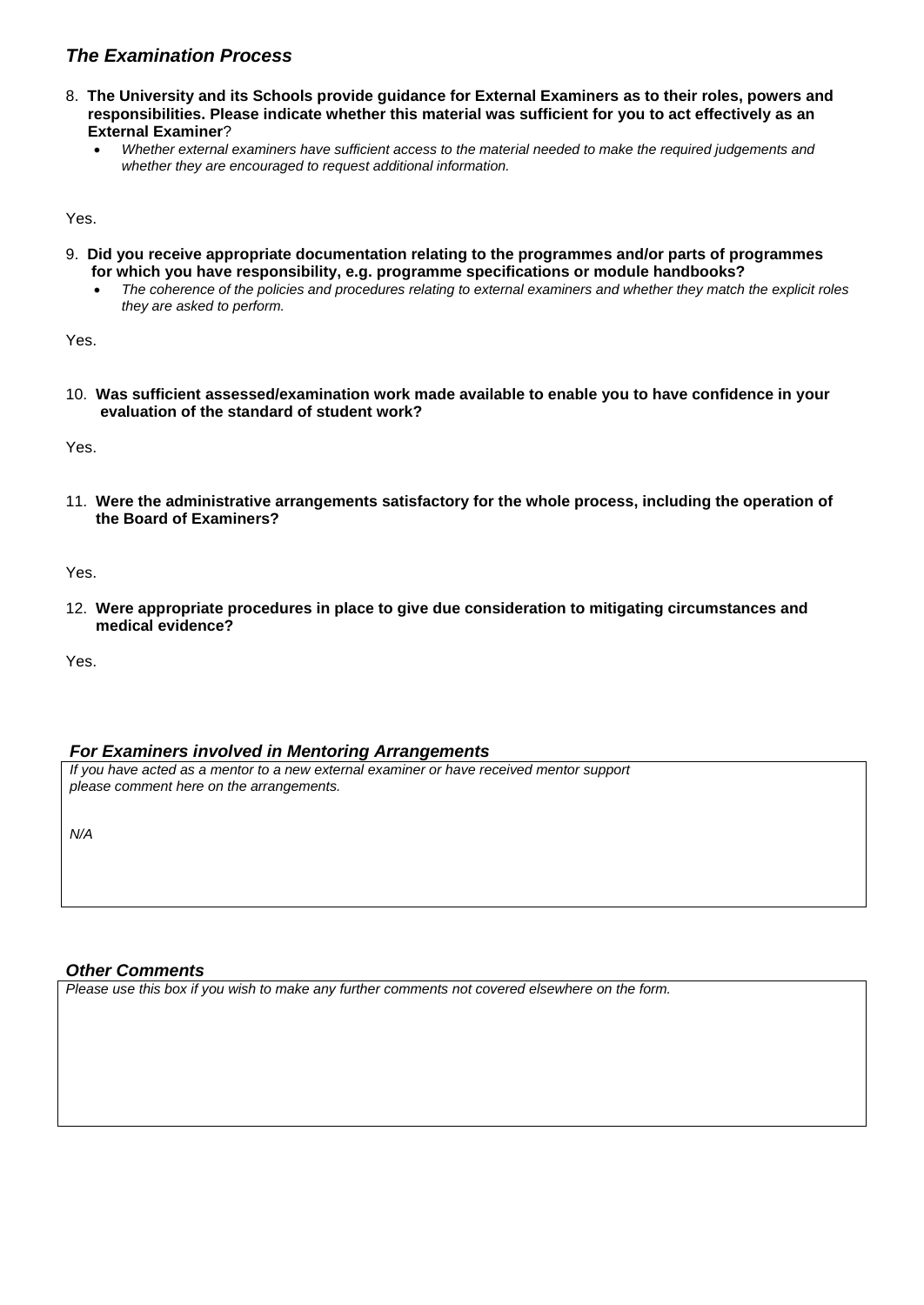## *The Examination Process*

8. **The University and its Schools provide guidance for External Examiners as to their roles, powers and responsibilities. Please indicate whether this material was sufficient for you to act effectively as an External Examiner**?
   - *Whether external examiners have sufficient access to the material needed to make the required judgements and whether they are encouraged to request additional information.*

Yes.

9. **Did you receive appropriate documentation relating to the programmes and/or parts of programmes for which you have responsibility, e.g. programme specifications or module handbooks?**
   - *The coherence of the policies and procedures relating to external examiners and whether they match the explicit roles they are asked to perform.*

Yes.

10. **Was sufficient assessed/examination work made available to enable you to have confidence in your evaluation of the standard of student work?**

Yes.

11. **Were the administrative arrangements satisfactory for the whole process, including the operation of the Board of Examiners?**

Yes.

12. **Were appropriate procedures in place to give due consideration to mitigating circumstances and medical evidence?**

Yes.

### *For Examiners involved in Mentoring Arrangements*

*If you have acted as a mentor to a new external examiner or have received mentor support please comment here on the arrangements.*

*N/A*

### *Other Comments*

*Please use this box if you wish to make any further comments not covered elsewhere on the form.*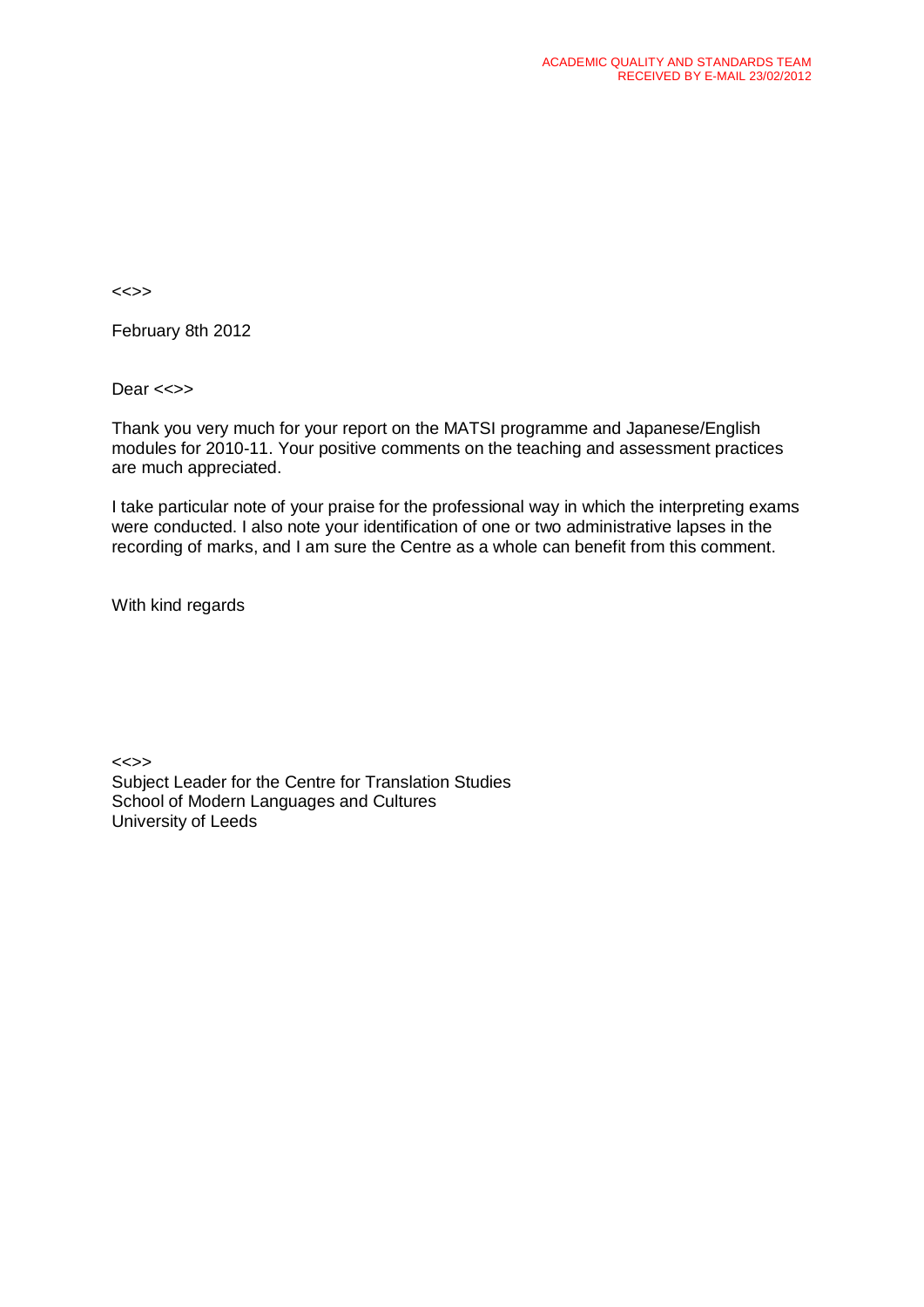ACADEMIC QUALITY AND STANDARDS TEAM
RECEIVED BY E-MAIL 23/02/2012

<<>>

February 8th 2012

Dear <<>>

Thank you very much for your report on the MATSI programme and Japanese/English modules for 2010-11. Your positive comments on the teaching and assessment practices are much appreciated.

I take particular note of your praise for the professional way in which the interpreting exams were conducted. I also note your identification of one or two administrative lapses in the recording of marks, and I am sure the Centre as a whole can benefit from this comment.

With kind regards

<<>>
Subject Leader for the Centre for Translation Studies
School of Modern Languages and Cultures
University of Leeds